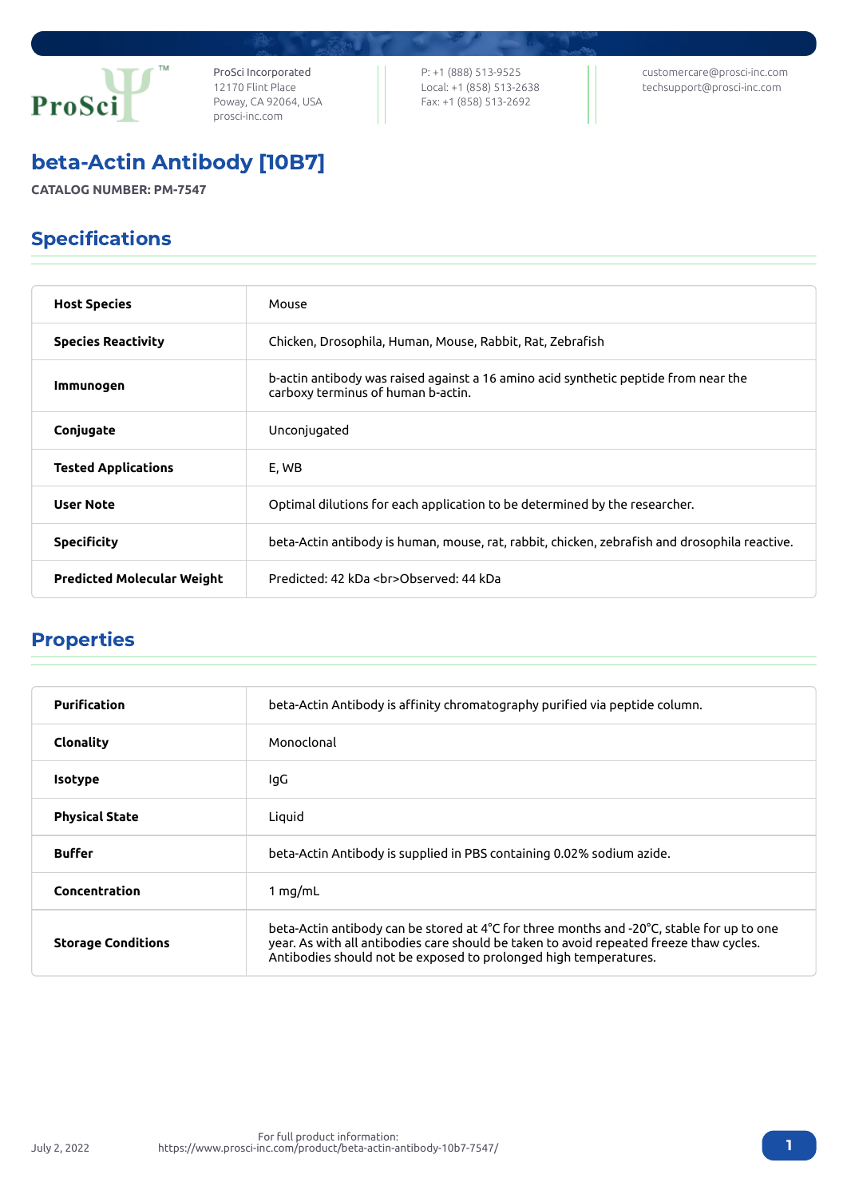ProSci™

ProSci Incorporated
12170 Flint Place
Poway, CA 92064, USA
prosci-inc.com

P: +1 (888) 513-9525
Local: +1 (858) 513-2638
Fax: +1 (858) 513-2692

customercare@prosci-inc.com
techsupport@prosci-inc.com

# beta-Actin Antibody [10B7]

**CATALOG NUMBER: PM-7547**

## Specifications

| | |
|---|---|
| **Host Species** | Mouse |
| **Species Reactivity** | Chicken, Drosophila, Human, Mouse, Rabbit, Rat, Zebrafish |
| **Immunogen** | b-actin antibody was raised against a 16 amino acid synthetic peptide from near the carboxy terminus of human b-actin. |
| **Conjugate** | Unconjugated |
| **Tested Applications** | E, WB |
| **User Note** | Optimal dilutions for each application to be determined by the researcher. |
| **Specificity** | beta-Actin antibody is human, mouse, rat, rabbit, chicken, zebrafish and drosophila reactive. |
| **Predicted Molecular Weight** | Predicted: 42 kDa <br>Observed: 44 kDa |

## Properties

| | |
|---|---|
| **Purification** | beta-Actin Antibody is affinity chromatography purified via peptide column. |
| **Clonality** | Monoclonal |
| **Isotype** | IgG |
| **Physical State** | Liquid |
| **Buffer** | beta-Actin Antibody is supplied in PBS containing 0.02% sodium azide. |
| **Concentration** | 1 mg/mL |
| **Storage Conditions** | beta-Actin antibody can be stored at 4°C for three months and -20°C, stable for up to one year. As with all antibodies care should be taken to avoid repeated freeze thaw cycles. Antibodies should not be exposed to prolonged high temperatures. |

July 2, 2022

For full product information:
https://www.prosci-inc.com/product/beta-actin-antibody-10b7-7547/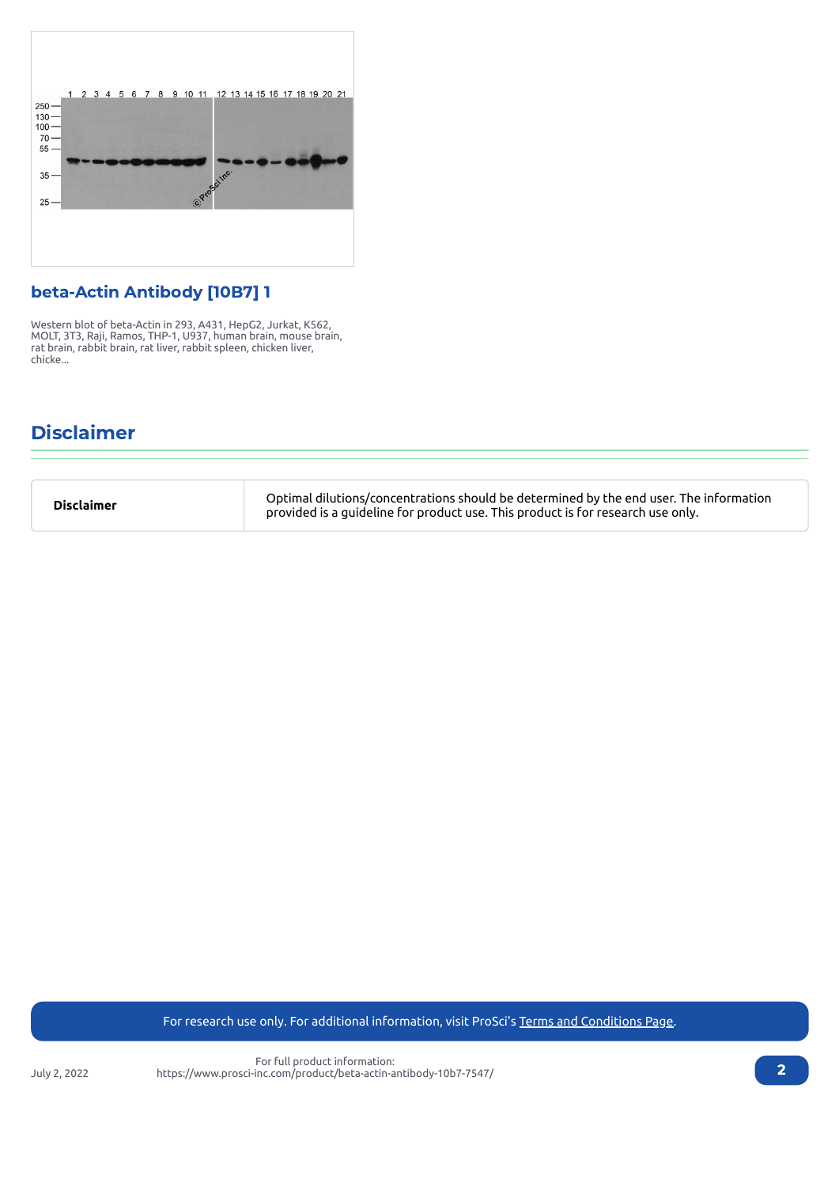1 2 3 4 5 6 7 8 9 10 11 12 13 14 15 16 17 18 19 20 21

250
130
100
70
55
35
25

© ProSci Inc.

### beta-Actin Antibody [10B7] 1

Western blot of beta-Actin in 293, A431, HepG2, Jurkat, K562, MOLT, 3T3, Raji, Ramos, THP-1, U937, human brain, mouse brain, rat brain, rabbit brain, rat liver, rabbit spleen, chicken liver, chicke...

## Disclaimer

| | |
|---|---|
| **Disclaimer** | Optimal dilutions/concentrations should be determined by the end user. The information provided is a guideline for product use. This product is for research use only. |

For research use only. For additional information, visit ProSci's Terms and Conditions Page.

July 2, 2022

For full product information:
https://www.prosci-inc.com/product/beta-actin-antibody-10b7-7547/